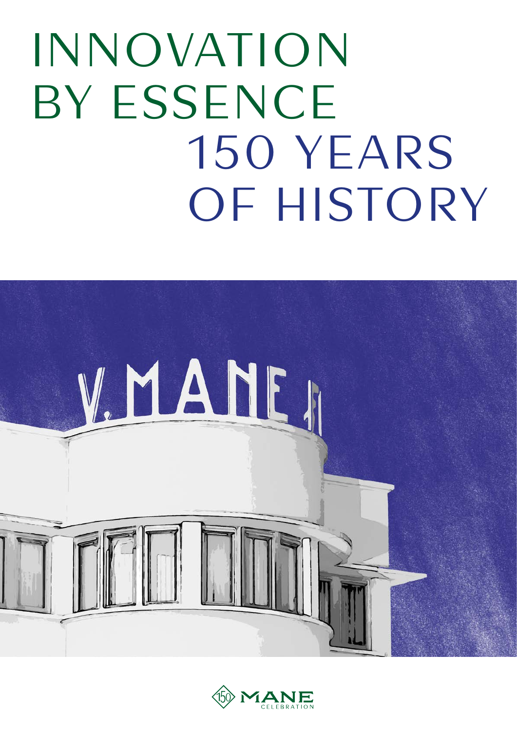# INNOVATION BY ESSENCE 150 YEARS OF HISTORY

150 MANE CELEBRATION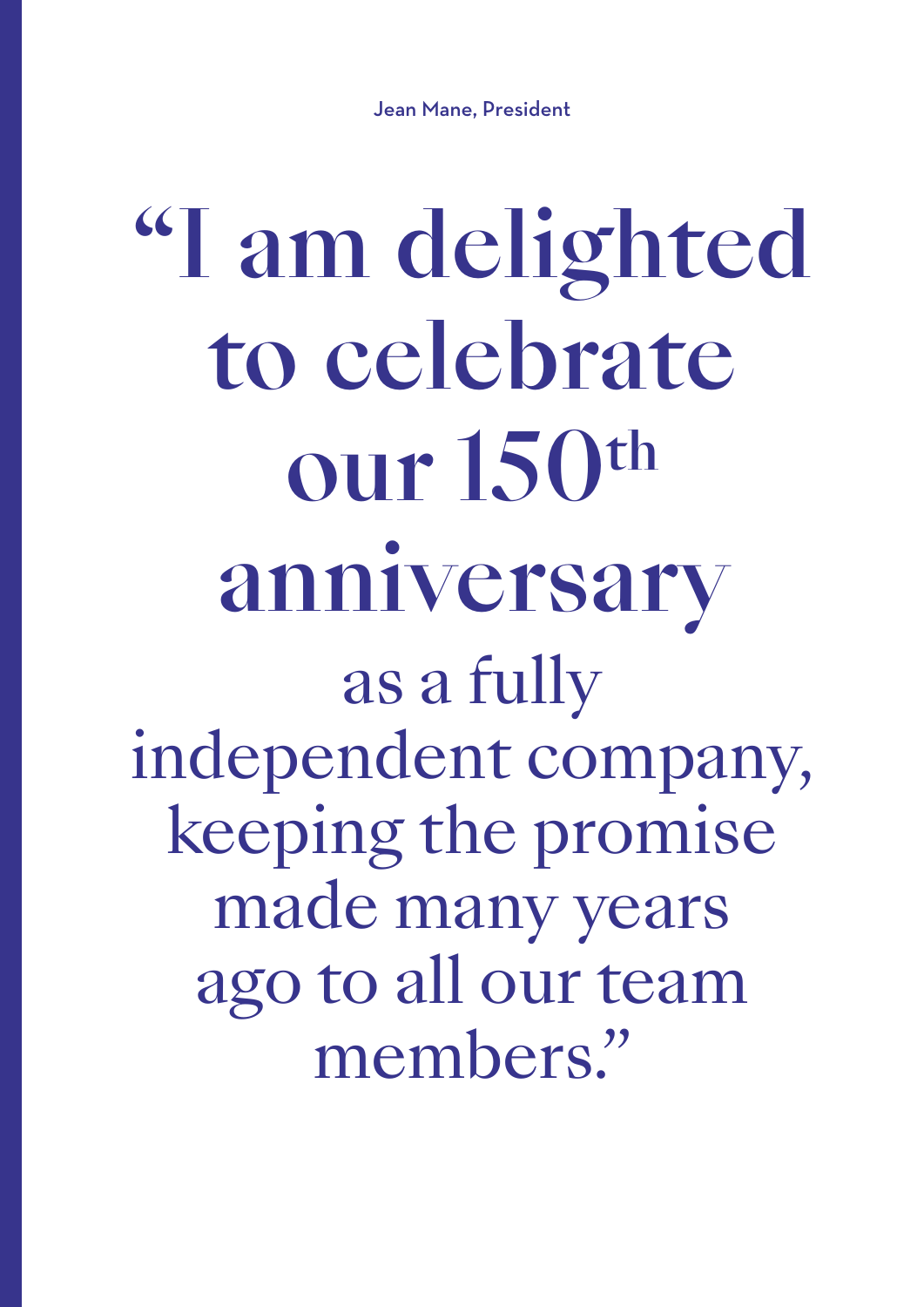Jean Mane, President

# "I am delighted to celebrate our 150th anniversary

as a fully independent company, keeping the promise made many years ago to all our team members."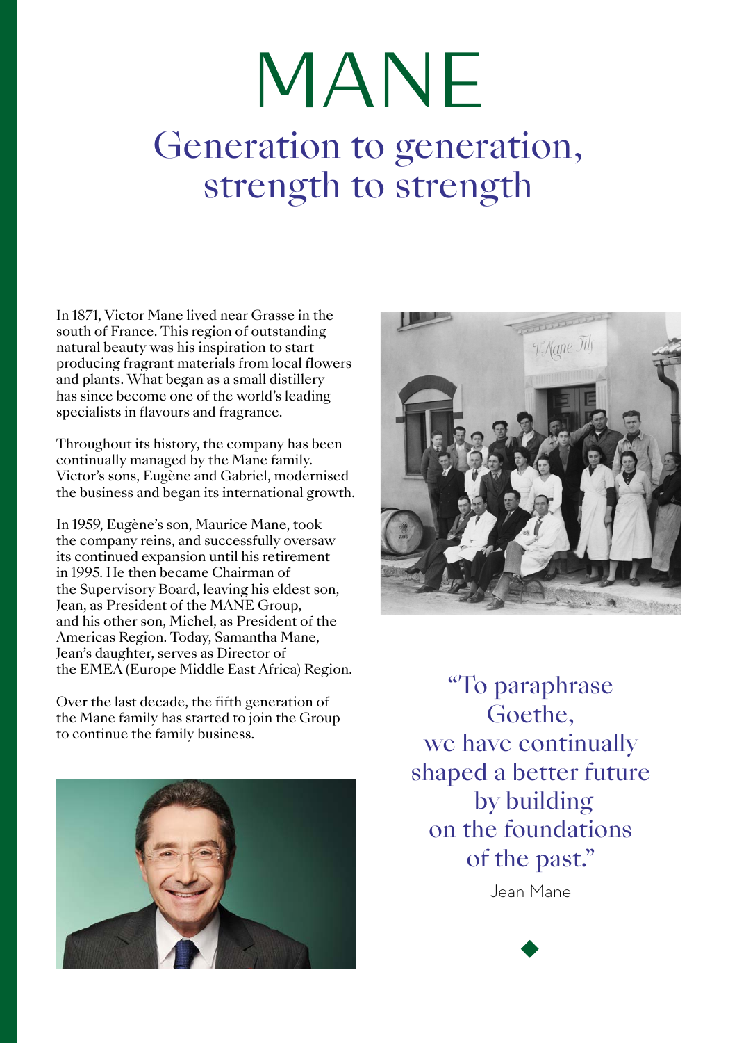# MANE

## Generation to generation, strength to strength

In 1871, Victor Mane lived near Grasse in the south of France. This region of outstanding natural beauty was his inspiration to start producing fragrant materials from local flowers and plants. What began as a small distillery has since become one of the world's leading specialists in flavours and fragrance.

Throughout its history, the company has been continually managed by the Mane family. Victor's sons, Eugène and Gabriel, modernised the business and began its international growth.

In 1959, Eugène's son, Maurice Mane, took the company reins, and successfully oversaw its continued expansion until his retirement in 1995. He then became Chairman of the Supervisory Board, leaving his eldest son, Jean, as President of the MANE Group, and his other son, Michel, as President of the Americas Region. Today, Samantha Mane, Jean's daughter, serves as Director of the EMEA (Europe Middle East Africa) Region.

Over the last decade, the fifth generation of the Mane family has started to join the Group to continue the family business.

"To paraphrase Goethe, we have continually shaped a better future by building on the foundations of the past."

Jean Mane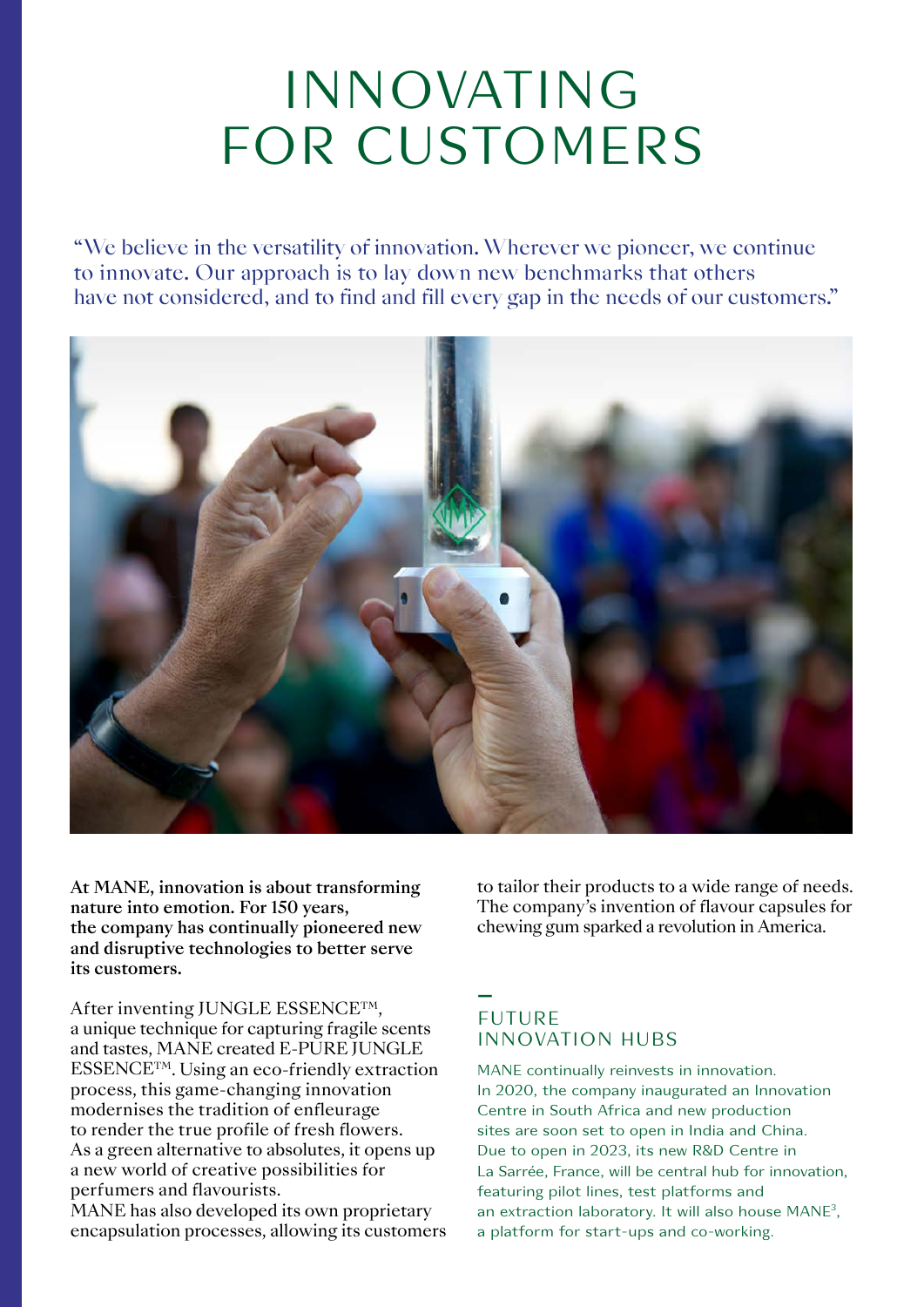# INNOVATING FOR CUSTOMERS

"We believe in the versatility of innovation. Wherever we pioneer, we continue to innovate. Our approach is to lay down new benchmarks that others have not considered, and to find and fill every gap in the needs of our customers."

**At MANE, innovation is about transforming nature into emotion. For 150 years, the company has continually pioneered new and disruptive technologies to better serve its customers.**

After inventing JUNGLE ESSENCE™, a unique technique for capturing fragile scents and tastes, MANE created E-PURE JUNGLE ESSENCE™. Using an eco-friendly extraction process, this game-changing innovation modernises the tradition of enfleurage to render the true profile of fresh flowers. As a green alternative to absolutes, it opens up a new world of creative possibilities for perfumers and flavourists.
MANE has also developed its own proprietary encapsulation processes, allowing its customers to tailor their products to a wide range of needs. The company's invention of flavour capsules for chewing gum sparked a revolution in America.

## FUTURE INNOVATION HUBS

MANE continually reinvests in innovation. In 2020, the company inaugurated an Innovation Centre in South Africa and new production sites are soon set to open in India and China. Due to open in 2023, its new R&D Centre in La Sarrée, France, will be central hub for innovation, featuring pilot lines, test platforms and an extraction laboratory. It will also house $MANE^3$, a platform for start-ups and co-working.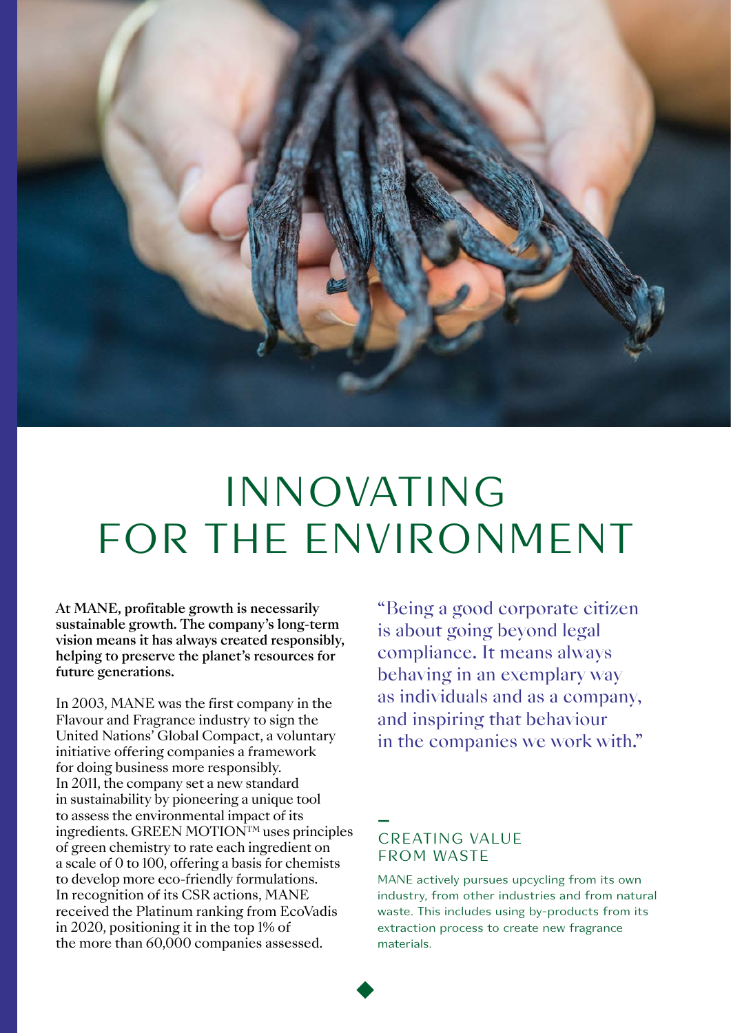# INNOVATING FOR THE ENVIRONMENT

**At MANE, profitable growth is necessarily sustainable growth. The company's long-term vision means it has always created responsibly, helping to preserve the planet's resources for future generations.**

In 2003, MANE was the first company in the Flavour and Fragrance industry to sign the United Nations' Global Compact, a voluntary initiative offering companies a framework for doing business more responsibly. In 2011, the company set a new standard in sustainability by pioneering a unique tool to assess the environmental impact of its ingredients. GREEN MOTION™ uses principles of green chemistry to rate each ingredient on a scale of 0 to 100, offering a basis for chemists to develop more eco-friendly formulations. In recognition of its CSR actions, MANE received the Platinum ranking from EcoVadis in 2020, positioning it in the top 1% of the more than 60,000 companies assessed.

"Being a good corporate citizen is about going beyond legal compliance. It means always behaving in an exemplary way as individuals and as a company, and inspiring that behaviour in the companies we work with."

## CREATING VALUE FROM WASTE

MANE actively pursues upcycling from its own industry, from other industries and from natural waste. This includes using by-products from its extraction process to create new fragrance materials.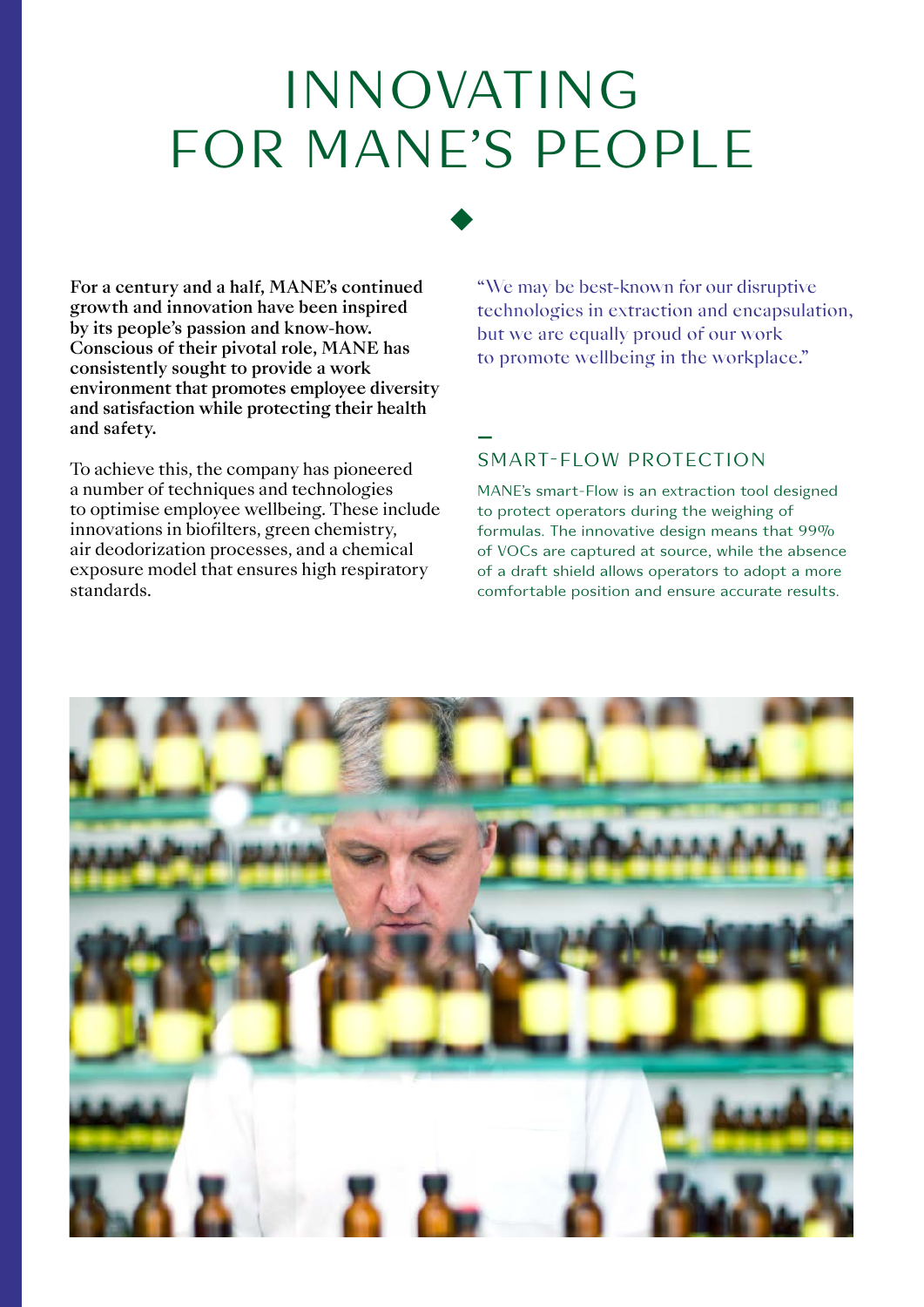# INNOVATING FOR MANE'S PEOPLE

**For a century and a half, MANE's continued growth and innovation have been inspired by its people's passion and know-how. Conscious of their pivotal role, MANE has consistently sought to provide a work environment that promotes employee diversity and satisfaction while protecting their health and safety.**

To achieve this, the company has pioneered a number of techniques and technologies to optimise employee wellbeing. These include innovations in biofilters, green chemistry, air deodorization processes, and a chemical exposure model that ensures high respiratory standards.

"We may be best-known for our disruptive technologies in extraction and encapsulation, but we are equally proud of our work to promote wellbeing in the workplace."

## SMART-FLOW PROTECTION

MANE's smart-Flow is an extraction tool designed to protect operators during the weighing of formulas. The innovative design means that 99% of VOCs are captured at source, while the absence of a draft shield allows operators to adopt a more comfortable position and ensure accurate results.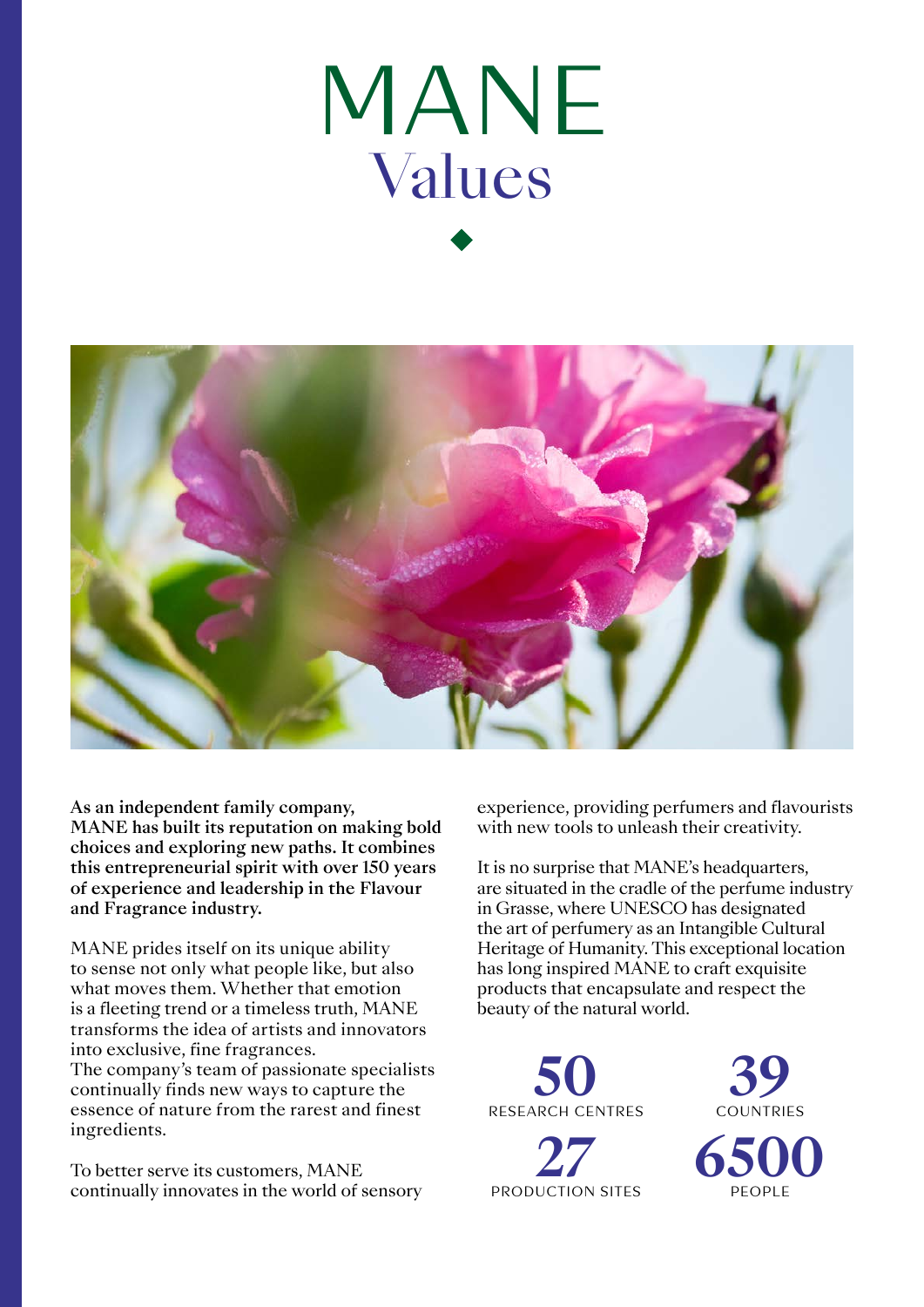# MANE
## Values

**As an independent family company, MANE has built its reputation on making bold choices and exploring new paths. It combines this entrepreneurial spirit with over 150 years of experience and leadership in the Flavour and Fragrance industry.**

MANE prides itself on its unique ability to sense not only what people like, but also what moves them. Whether that emotion is a fleeting trend or a timeless truth, MANE transforms the idea of artists and innovators into exclusive, fine fragrances.
The company's team of passionate specialists continually finds new ways to capture the essence of nature from the rarest and finest ingredients.

To better serve its customers, MANE continually innovates in the world of sensory experience, providing perfumers and flavourists with new tools to unleash their creativity.

It is no surprise that MANE's headquarters, are situated in the cradle of the perfume industry in Grasse, where UNESCO has designated the art of perfumery as an Intangible Cultural Heritage of Humanity. This exceptional location has long inspired MANE to craft exquisite products that encapsulate and respect the beauty of the natural world.

**50**
RESEARCH CENTRES

**39**
COUNTRIES

**27**
PRODUCTION SITES

**6500**
PEOPLE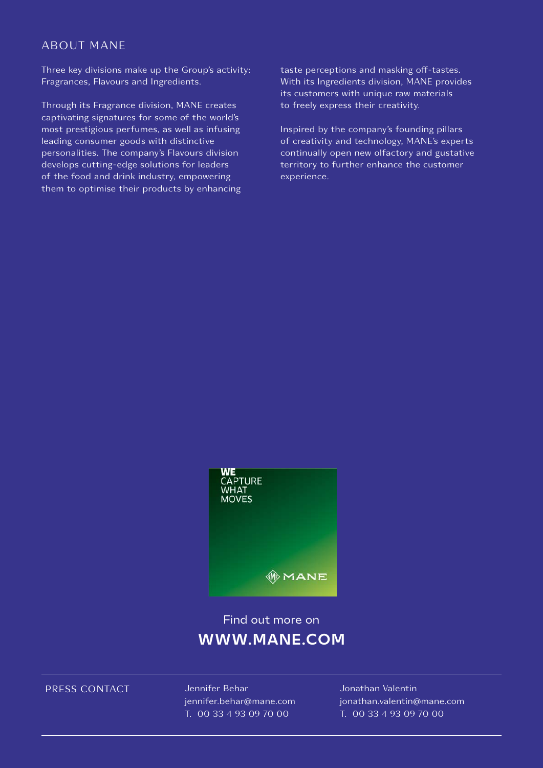## ABOUT MANE

Three key divisions make up the Group's activity: Fragrances, Flavours and Ingredients.

Through its Fragrance division, MANE creates captivating signatures for some of the world's most prestigious perfumes, as well as infusing leading consumer goods with distinctive personalities. The company's Flavours division develops cutting-edge solutions for leaders of the food and drink industry, empowering them to optimise their products by enhancing taste perceptions and masking off-tastes. With its Ingredients division, MANE provides its customers with unique raw materials to freely express their creativity.

Inspired by the company's founding pillars of creativity and technology, MANE's experts continually open new olfactory and gustative territory to further enhance the customer experience.

WE CAPTURE WHAT MOVES

MANE

Find out more on

**WWW.MANE.COM**

PRESS CONTACT

Jennifer Behar
jennifer.behar@mane.com
T. 00 33 4 93 09 70 00

Jonathan Valentin
jonathan.valentin@mane.com
T. 00 33 4 93 09 70 00